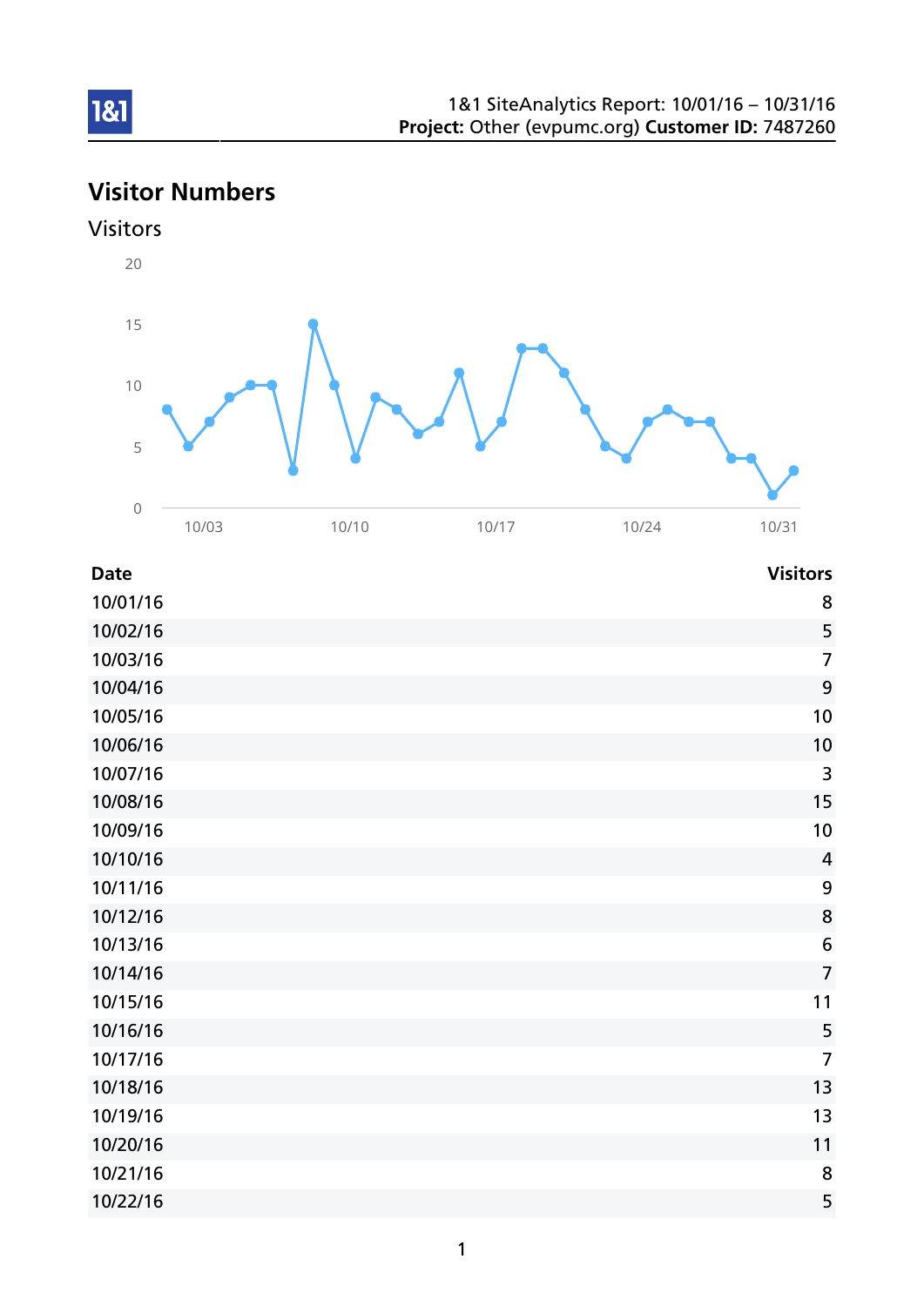1&1 SiteAnalytics Report: 10/01/16 – 10/31/16
**Project:** Other (evpumc.org) **Customer ID:** 7487260

# Visitor Numbers

## Visitors

| Date | Visitors |
|---|---|
| 10/01/16 | 8 |
| 10/02/16 | 5 |
| 10/03/16 | 7 |
| 10/04/16 | 9 |
| 10/05/16 | 10 |
| 10/06/16 | 10 |
| 10/07/16 | 3 |
| 10/08/16 | 15 |
| 10/09/16 | 10 |
| 10/10/16 | 4 |
| 10/11/16 | 9 |
| 10/12/16 | 8 |
| 10/13/16 | 6 |
| 10/14/16 | 7 |
| 10/15/16 | 11 |
| 10/16/16 | 5 |
| 10/17/16 | 7 |
| 10/18/16 | 13 |
| 10/19/16 | 13 |
| 10/20/16 | 11 |
| 10/21/16 | 8 |
| 10/22/16 | 5 |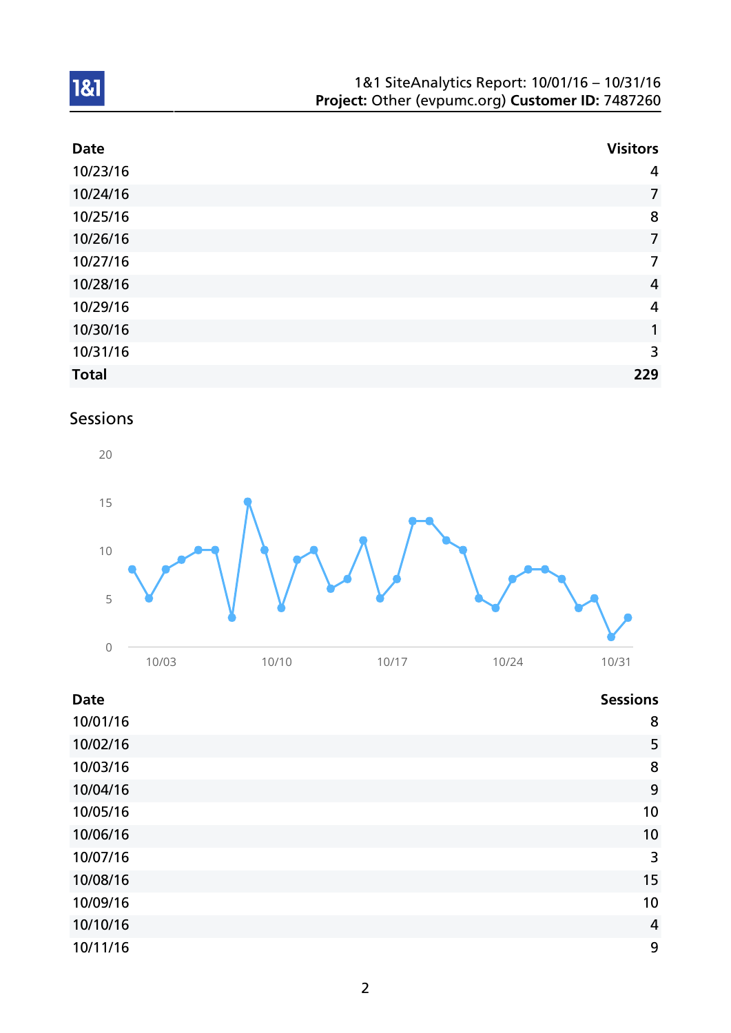| Date | Visitors |
|---|---|
| 10/23/16 | 4 |
| 10/24/16 | 7 |
| 10/25/16 | 8 |
| 10/26/16 | 7 |
| 10/27/16 | 7 |
| 10/28/16 | 4 |
| 10/29/16 | 4 |
| 10/30/16 | 1 |
| 10/31/16 | 3 |
| **Total** | **229** |

## Sessions

| Date | Sessions |
|---|---|
| 10/01/16 | 8 |
| 10/02/16 | 5 |
| 10/03/16 | 8 |
| 10/04/16 | 9 |
| 10/05/16 | 10 |
| 10/06/16 | 10 |
| 10/07/16 | 3 |
| 10/08/16 | 15 |
| 10/09/16 | 10 |
| 10/10/16 | 4 |
| 10/11/16 | 9 |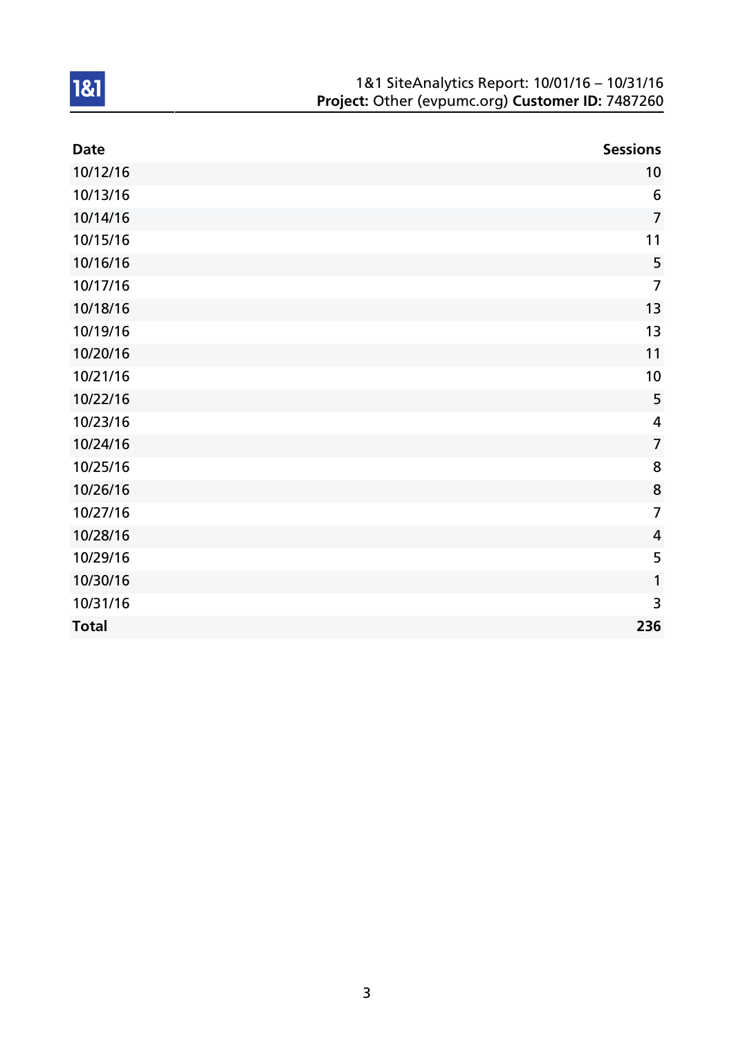| Date | Sessions |
|---|---|
| 10/12/16 | 10 |
| 10/13/16 | 6 |
| 10/14/16 | 7 |
| 10/15/16 | 11 |
| 10/16/16 | 5 |
| 10/17/16 | 7 |
| 10/18/16 | 13 |
| 10/19/16 | 13 |
| 10/20/16 | 11 |
| 10/21/16 | 10 |
| 10/22/16 | 5 |
| 10/23/16 | 4 |
| 10/24/16 | 7 |
| 10/25/16 | 8 |
| 10/26/16 | 8 |
| 10/27/16 | 7 |
| 10/28/16 | 4 |
| 10/29/16 | 5 |
| 10/30/16 | 1 |
| 10/31/16 | 3 |
| **Total** | **236** |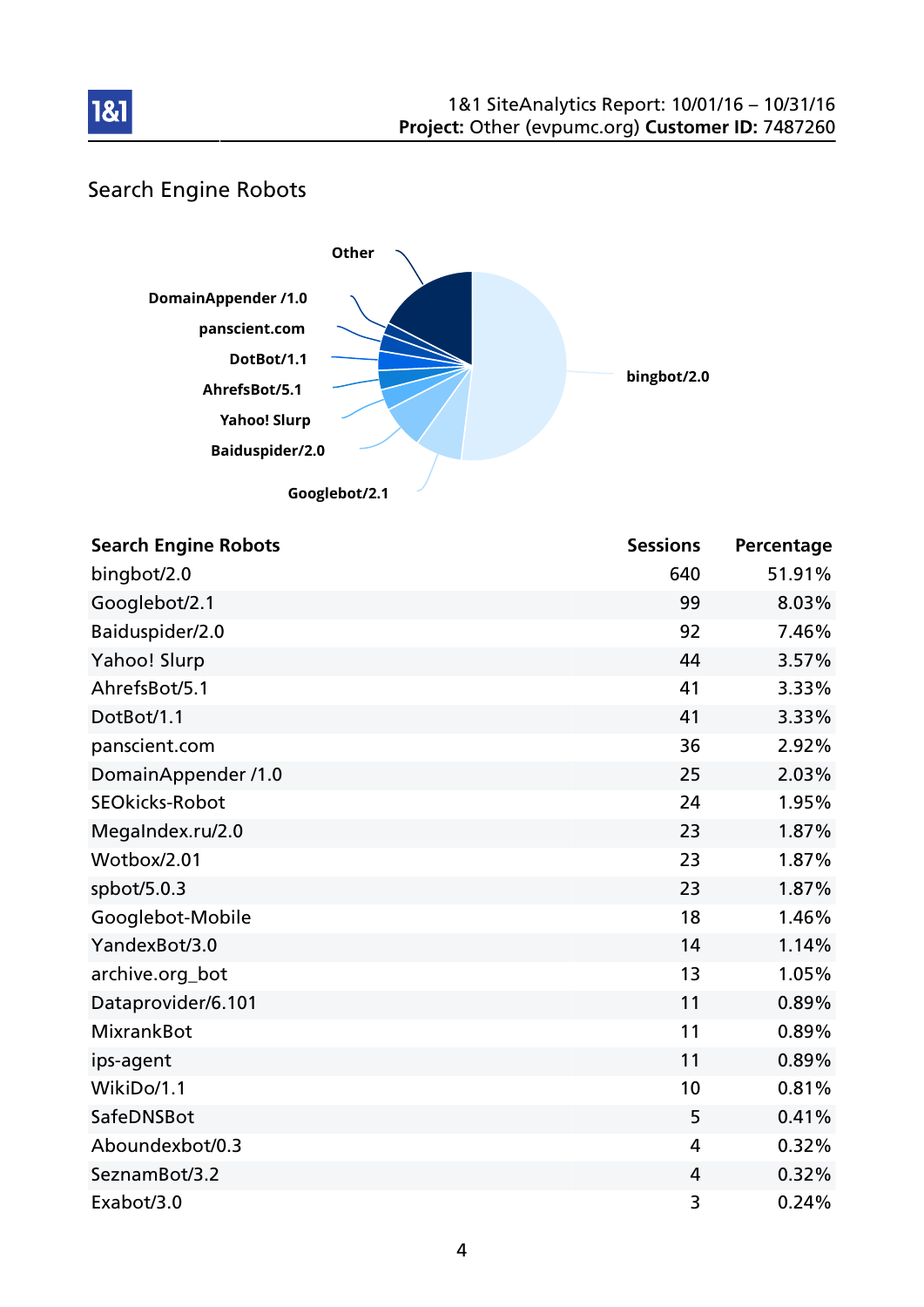## Search Engine Robots

| Search Engine Robots | Sessions | Percentage |
|---|---|---|
| bingbot/2.0 | 640 | 51.91% |
| Googlebot/2.1 | 99 | 8.03% |
| Baiduspider/2.0 | 92 | 7.46% |
| Yahoo! Slurp | 44 | 3.57% |
| AhrefsBot/5.1 | 41 | 3.33% |
| DotBot/1.1 | 41 | 3.33% |
| panscient.com | 36 | 2.92% |
| DomainAppender /1.0 | 25 | 2.03% |
| SEOkicks-Robot | 24 | 1.95% |
| MegaIndex.ru/2.0 | 23 | 1.87% |
| Wotbox/2.01 | 23 | 1.87% |
| spbot/5.0.3 | 23 | 1.87% |
| Googlebot-Mobile | 18 | 1.46% |
| YandexBot/3.0 | 14 | 1.14% |
| archive.org_bot | 13 | 1.05% |
| Dataprovider/6.101 | 11 | 0.89% |
| MixrankBot | 11 | 0.89% |
| ips-agent | 11 | 0.89% |
| WikiDo/1.1 | 10 | 0.81% |
| SafeDNSBot | 5 | 0.41% |
| Aboundexbot/0.3 | 4 | 0.32% |
| SeznamBot/3.2 | 4 | 0.32% |
| Exabot/3.0 | 3 | 0.24% |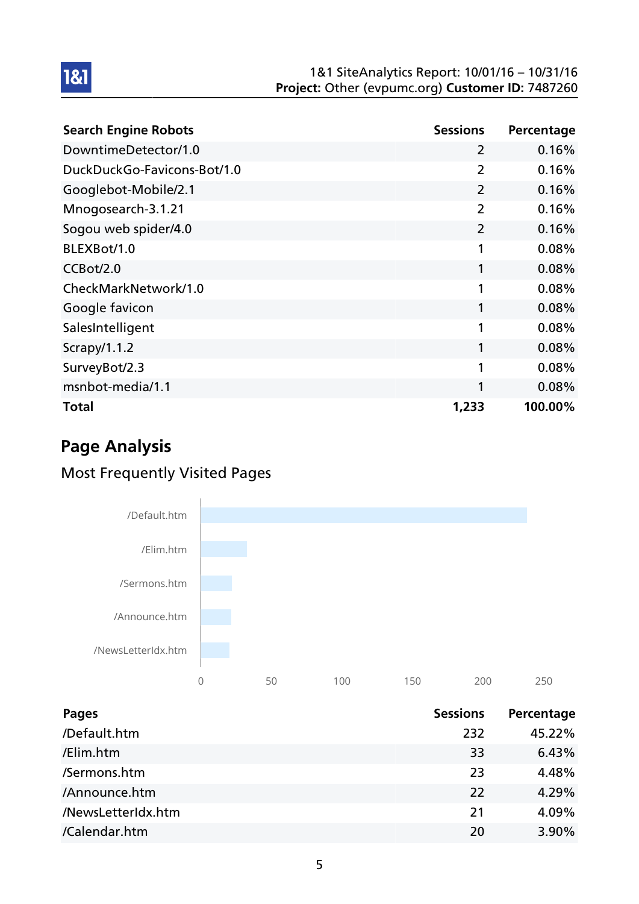| Search Engine Robots | Sessions | Percentage |
| --- | --- | --- |
| DowntimeDetector/1.0 | 2 | 0.16% |
| DuckDuckGo-Favicons-Bot/1.0 | 2 | 0.16% |
| Googlebot-Mobile/2.1 | 2 | 0.16% |
| Mnogosearch-3.1.21 | 2 | 0.16% |
| Sogou web spider/4.0 | 2 | 0.16% |
| BLEXBot/1.0 | 1 | 0.08% |
| CCBot/2.0 | 1 | 0.08% |
| CheckMarkNetwork/1.0 | 1 | 0.08% |
| Google favicon | 1 | 0.08% |
| SalesIntelligent | 1 | 0.08% |
| Scrapy/1.1.2 | 1 | 0.08% |
| SurveyBot/2.3 | 1 | 0.08% |
| msnbot-media/1.1 | 1 | 0.08% |
| **Total** | **1,233** | **100.00%** |

## Page Analysis

### Most Frequently Visited Pages

| Pages | Sessions | Percentage |
| --- | --- | --- |
| /Default.htm | 232 | 45.22% |
| /Elim.htm | 33 | 6.43% |
| /Sermons.htm | 23 | 4.48% |
| /Announce.htm | 22 | 4.29% |
| /NewsLetterIdx.htm | 21 | 4.09% |
| /Calendar.htm | 20 | 3.90% |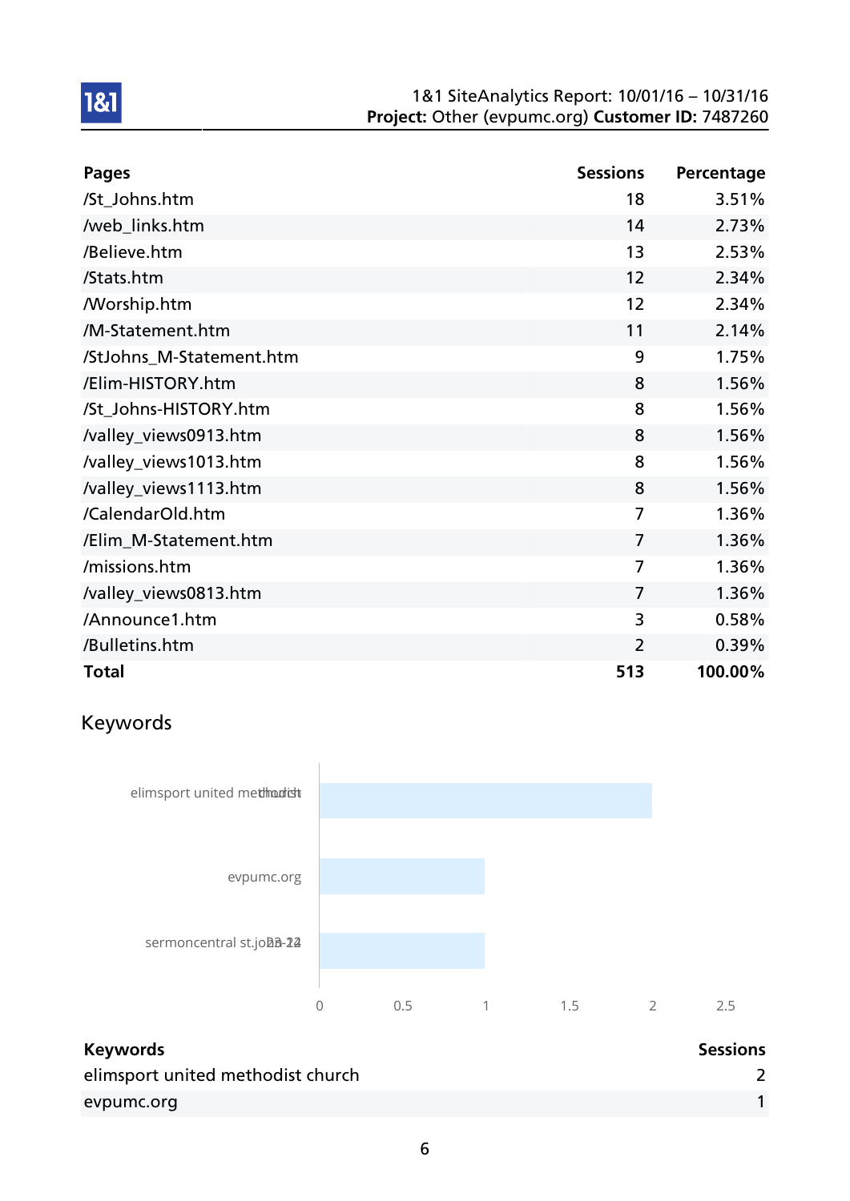| Pages | Sessions | Percentage |
|---|---|---|
| /St_Johns.htm | 18 | 3.51% |
| /web_links.htm | 14 | 2.73% |
| /Believe.htm | 13 | 2.53% |
| /Stats.htm | 12 | 2.34% |
| /Worship.htm | 12 | 2.34% |
| /M-Statement.htm | 11 | 2.14% |
| /StJohns_M-Statement.htm | 9 | 1.75% |
| /Elim-HISTORY.htm | 8 | 1.56% |
| /St_Johns-HISTORY.htm | 8 | 1.56% |
| /valley_views0913.htm | 8 | 1.56% |
| /valley_views1013.htm | 8 | 1.56% |
| /valley_views1113.htm | 8 | 1.56% |
| /CalendarOld.htm | 7 | 1.36% |
| /Elim_M-Statement.htm | 7 | 1.36% |
| /missions.htm | 7 | 1.36% |
| /valley_views0813.htm | 7 | 1.36% |
| /Announce1.htm | 3 | 0.58% |
| /Bulletins.htm | 2 | 0.39% |
| **Total** | **513** | **100.00%** |

## Keywords

| Keywords | Sessions |
|---|---|
| elimsport united methodist church | 2 |
| evpumc.org | 1 |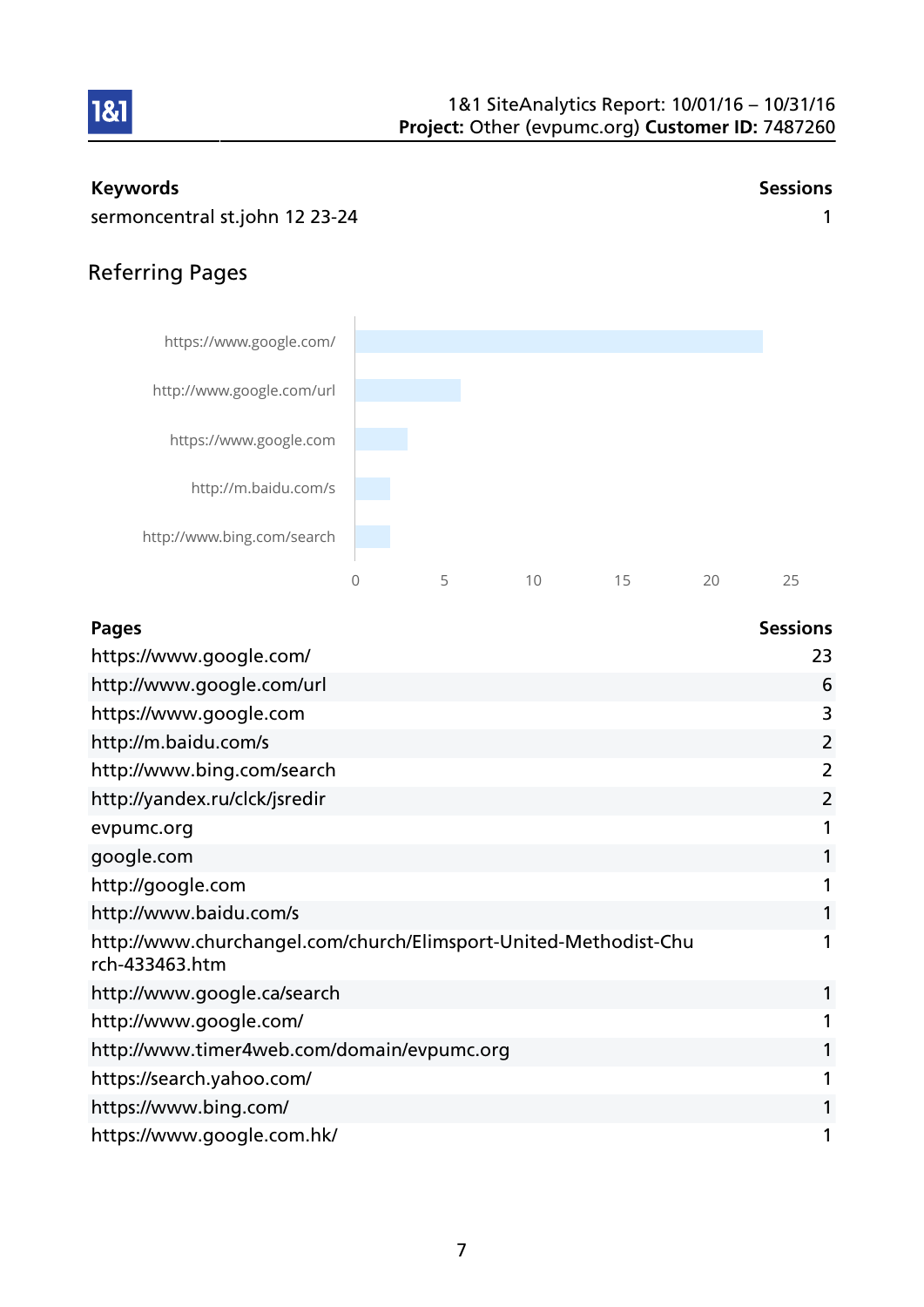| Keywords | Sessions |
|---|---|
| sermoncentral st.john 12 23-24 | 1 |

## Referring Pages

| Pages | Sessions |
|---|---|
| https://www.google.com/ | 23 |
| http://www.google.com/url | 6 |
| https://www.google.com | 3 |
| http://m.baidu.com/s | 2 |
| http://www.bing.com/search | 2 |
| http://yandex.ru/clck/jsredir | 2 |
| evpumc.org | 1 |
| google.com | 1 |
| http://google.com | 1 |
| http://www.baidu.com/s | 1 |
| http://www.churchangel.com/church/Elimsport-United-Methodist-Church-433463.htm | 1 |
| http://www.google.ca/search | 1 |
| http://www.google.com/ | 1 |
| http://www.timer4web.com/domain/evpumc.org | 1 |
| https://search.yahoo.com/ | 1 |
| https://www.bing.com/ | 1 |
| https://www.google.com.hk/ | 1 |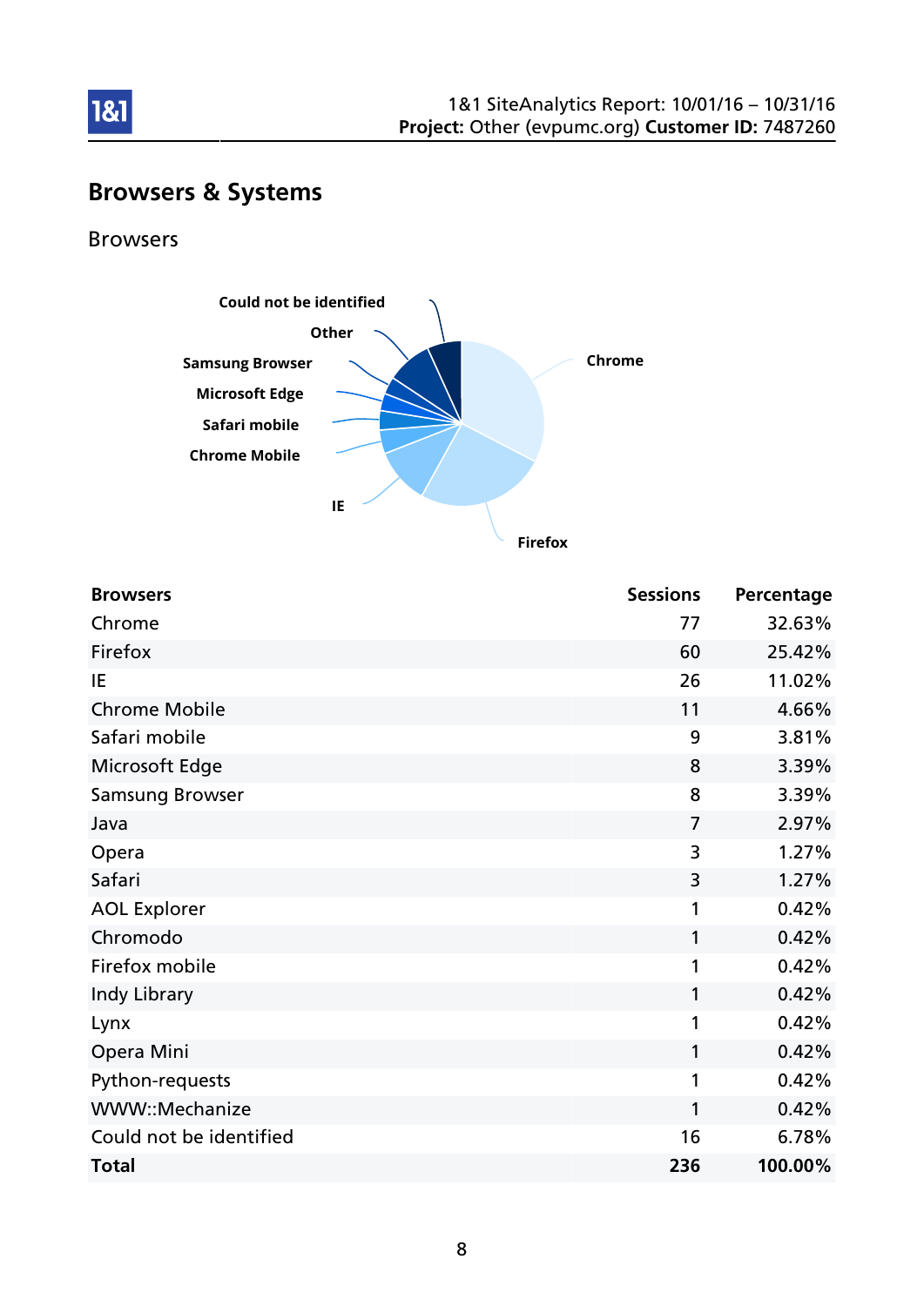## Browsers & Systems

### Browsers

| Browsers | Sessions | Percentage |
|---|---|---|
| Chrome | 77 | 32.63% |
| Firefox | 60 | 25.42% |
| IE | 26 | 11.02% |
| Chrome Mobile | 11 | 4.66% |
| Safari mobile | 9 | 3.81% |
| Microsoft Edge | 8 | 3.39% |
| Samsung Browser | 8 | 3.39% |
| Java | 7 | 2.97% |
| Opera | 3 | 1.27% |
| Safari | 3 | 1.27% |
| AOL Explorer | 1 | 0.42% |
| Chromodo | 1 | 0.42% |
| Firefox mobile | 1 | 0.42% |
| Indy Library | 1 | 0.42% |
| Lynx | 1 | 0.42% |
| Opera Mini | 1 | 0.42% |
| Python-requests | 1 | 0.42% |
| WWW::Mechanize | 1 | 0.42% |
| Could not be identified | 16 | 6.78% |
| **Total** | **236** | **100.00%** |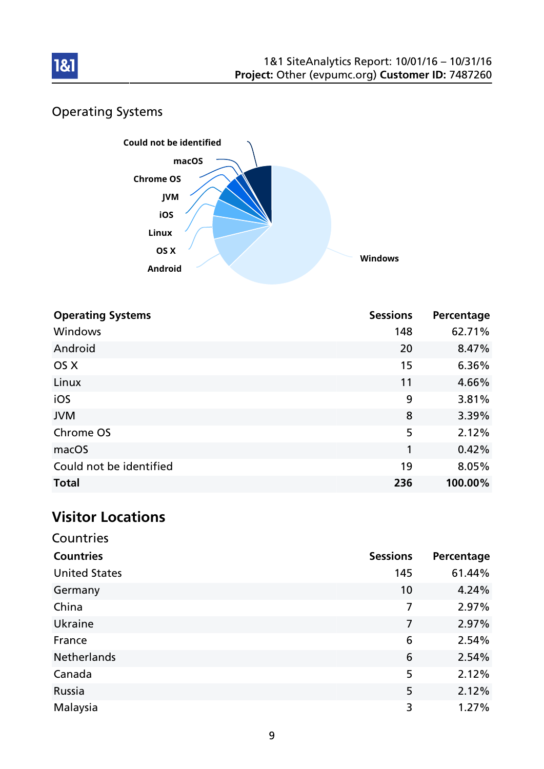## Operating Systems

| Operating Systems | Sessions | Percentage |
|---|---|---|
| Windows | 148 | 62.71% |
| Android | 20 | 8.47% |
| OS X | 15 | 6.36% |
| Linux | 11 | 4.66% |
| iOS | 9 | 3.81% |
| JVM | 8 | 3.39% |
| Chrome OS | 5 | 2.12% |
| macOS | 1 | 0.42% |
| Could not be identified | 19 | 8.05% |
| **Total** | **236** | **100.00%** |

# Visitor Locations

## Countries

| Countries | Sessions | Percentage |
|---|---|---|
| United States | 145 | 61.44% |
| Germany | 10 | 4.24% |
| China | 7 | 2.97% |
| Ukraine | 7 | 2.97% |
| France | 6 | 2.54% |
| Netherlands | 6 | 2.54% |
| Canada | 5 | 2.12% |
| Russia | 5 | 2.12% |
| Malaysia | 3 | 1.27% |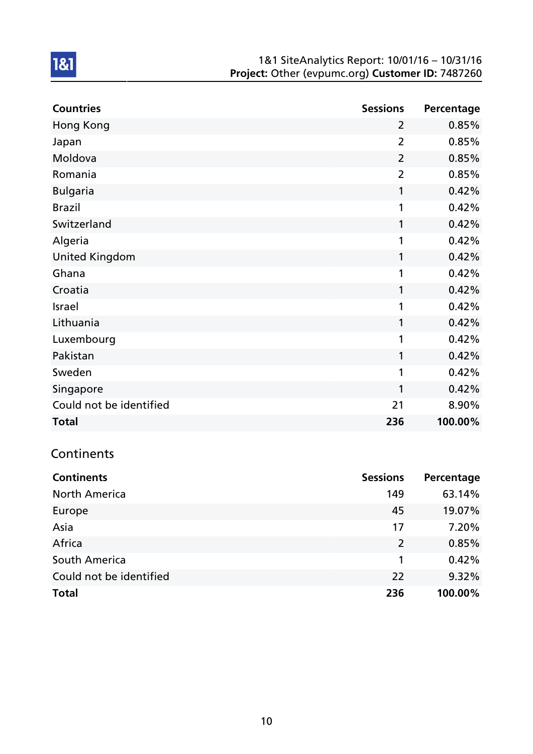| Countries | Sessions | Percentage |
|---|---|---|
| Hong Kong | 2 | 0.85% |
| Japan | 2 | 0.85% |
| Moldova | 2 | 0.85% |
| Romania | 2 | 0.85% |
| Bulgaria | 1 | 0.42% |
| Brazil | 1 | 0.42% |
| Switzerland | 1 | 0.42% |
| Algeria | 1 | 0.42% |
| United Kingdom | 1 | 0.42% |
| Ghana | 1 | 0.42% |
| Croatia | 1 | 0.42% |
| Israel | 1 | 0.42% |
| Lithuania | 1 | 0.42% |
| Luxembourg | 1 | 0.42% |
| Pakistan | 1 | 0.42% |
| Sweden | 1 | 0.42% |
| Singapore | 1 | 0.42% |
| Could not be identified | 21 | 8.90% |
| **Total** | **236** | **100.00%** |

## Continents

| Continents | Sessions | Percentage |
|---|---|---|
| North America | 149 | 63.14% |
| Europe | 45 | 19.07% |
| Asia | 17 | 7.20% |
| Africa | 2 | 0.85% |
| South America | 1 | 0.42% |
| Could not be identified | 22 | 9.32% |
| **Total** | **236** | **100.00%** |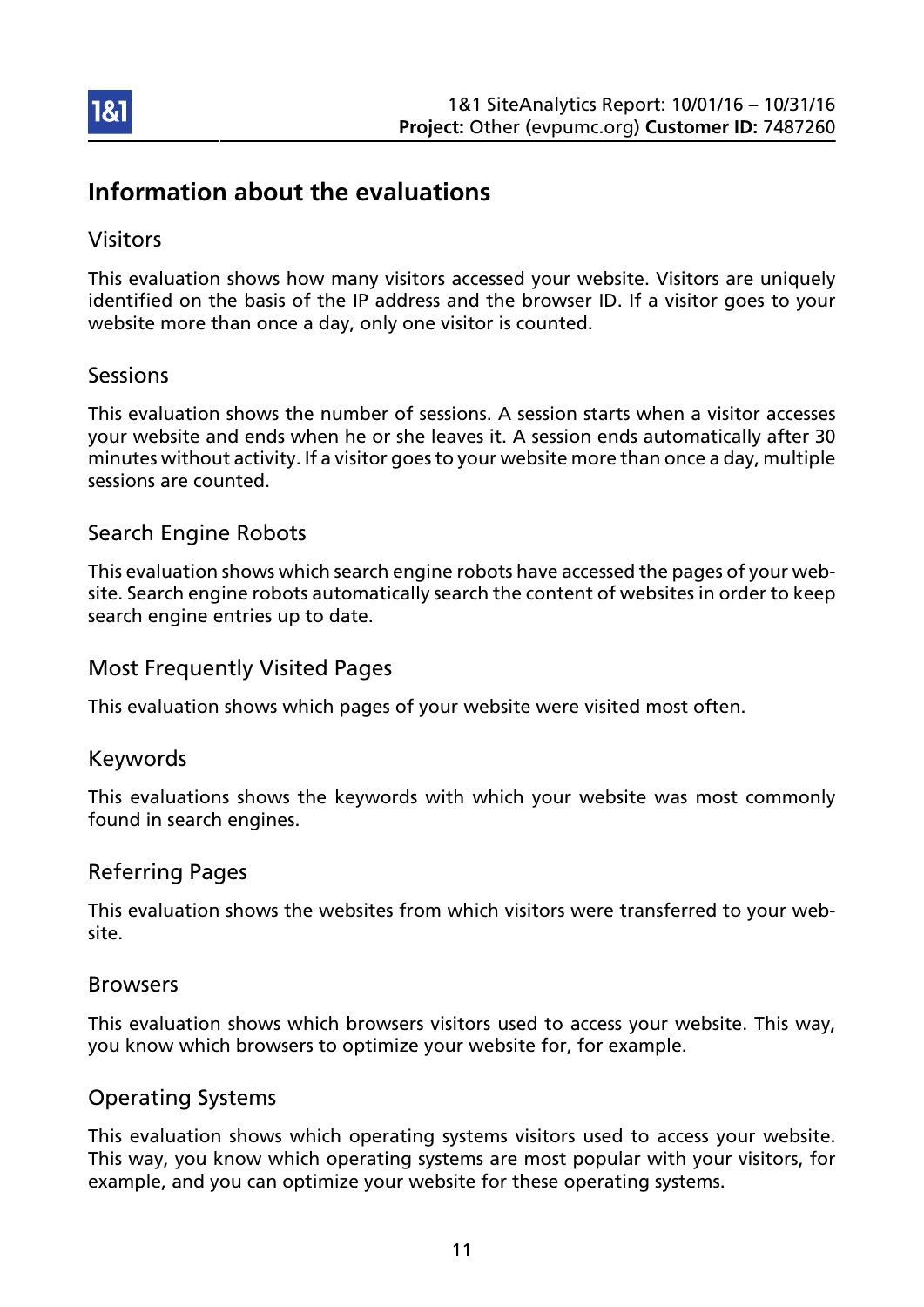# Information about the evaluations

## Visitors

This evaluation shows how many visitors accessed your website. Visitors are uniquely identified on the basis of the IP address and the browser ID. If a visitor goes to your website more than once a day, only one visitor is counted.

## Sessions

This evaluation shows the number of sessions. A session starts when a visitor accesses your website and ends when he or she leaves it. A session ends automatically after 30 minutes without activity. If a visitor goes to your website more than once a day, multiple sessions are counted.

## Search Engine Robots

This evaluation shows which search engine robots have accessed the pages of your website. Search engine robots automatically search the content of websites in order to keep search engine entries up to date.

## Most Frequently Visited Pages

This evaluation shows which pages of your website were visited most often.

## Keywords

This evaluations shows the keywords with which your website was most commonly found in search engines.

## Referring Pages

This evaluation shows the websites from which visitors were transferred to your website.

## Browsers

This evaluation shows which browsers visitors used to access your website. This way, you know which browsers to optimize your website for, for example.

## Operating Systems

This evaluation shows which operating systems visitors used to access your website. This way, you know which operating systems are most popular with your visitors, for example, and you can optimize your website for these operating systems.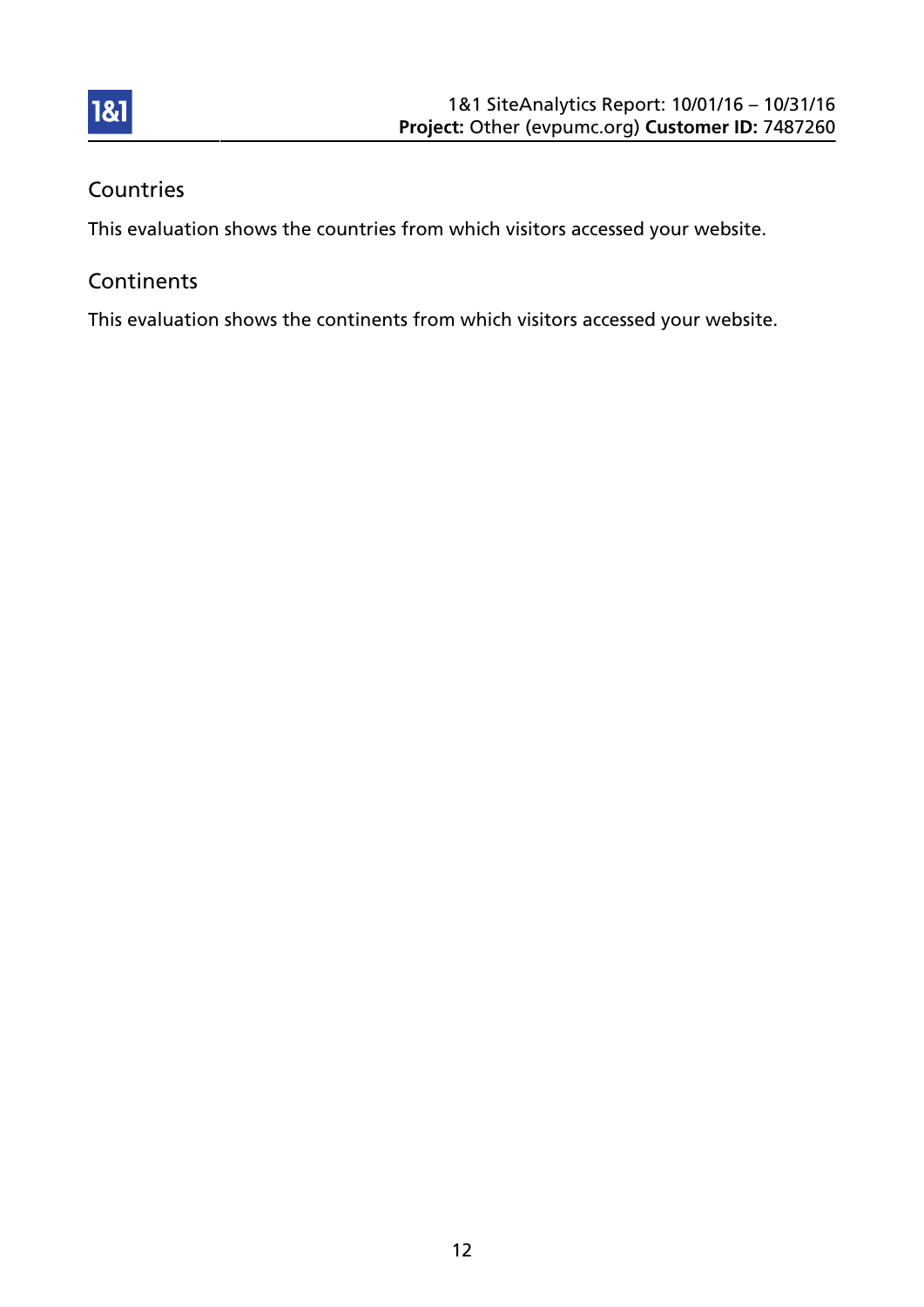## Countries

This evaluation shows the countries from which visitors accessed your website.

## Continents

This evaluation shows the continents from which visitors accessed your website.